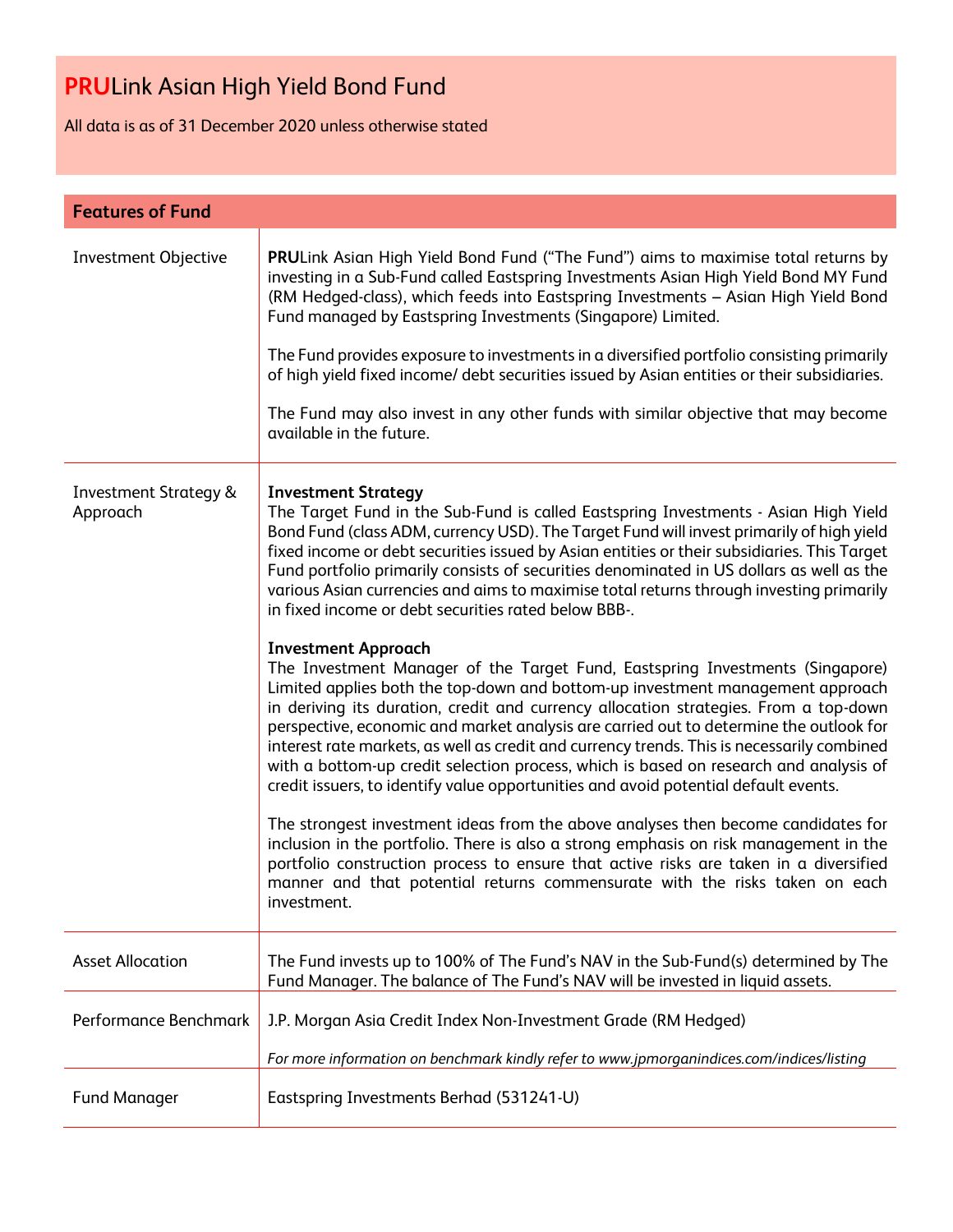# **PRU**Link Asian High Yield Bond Fund

All data is as of 31 December 2020 unless otherwise stated

## Features of Fund

| | |
|---|---|
| Investment Objective | **PRU**Link Asian High Yield Bond Fund ("The Fund") aims to maximise total returns by investing in a Sub-Fund called Eastspring Investments Asian High Yield Bond MY Fund (RM Hedged-class), which feeds into Eastspring Investments – Asian High Yield Bond Fund managed by Eastspring Investments (Singapore) Limited.<br><br>The Fund provides exposure to investments in a diversified portfolio consisting primarily of high yield fixed income/ debt securities issued by Asian entities or their subsidiaries.<br><br>The Fund may also invest in any other funds with similar objective that may become available in the future. |
| Investment Strategy & Approach | **Investment Strategy**<br>The Target Fund in the Sub-Fund is called Eastspring Investments - Asian High Yield Bond Fund (class ADM, currency USD). The Target Fund will invest primarily of high yield fixed income or debt securities issued by Asian entities or their subsidiaries. This Target Fund portfolio primarily consists of securities denominated in US dollars as well as the various Asian currencies and aims to maximise total returns through investing primarily in fixed income or debt securities rated below BBB-.<br><br>**Investment Approach**<br>The Investment Manager of the Target Fund, Eastspring Investments (Singapore) Limited applies both the top-down and bottom-up investment management approach in deriving its duration, credit and currency allocation strategies. From a top-down perspective, economic and market analysis are carried out to determine the outlook for interest rate markets, as well as credit and currency trends. This is necessarily combined with a bottom-up credit selection process, which is based on research and analysis of credit issuers, to identify value opportunities and avoid potential default events.<br><br>The strongest investment ideas from the above analyses then become candidates for inclusion in the portfolio. There is also a strong emphasis on risk management in the portfolio construction process to ensure that active risks are taken in a diversified manner and that potential returns commensurate with the risks taken on each investment. |
| Asset Allocation | The Fund invests up to 100% of The Fund's NAV in the Sub-Fund(s) determined by The Fund Manager. The balance of The Fund's NAV will be invested in liquid assets. |
| Performance Benchmark | J.P. Morgan Asia Credit Index Non-Investment Grade (RM Hedged)<br><br>*For more information on benchmark kindly refer to www.jpmorganindices.com/indices/listing* |
| Fund Manager | Eastspring Investments Berhad (531241-U) |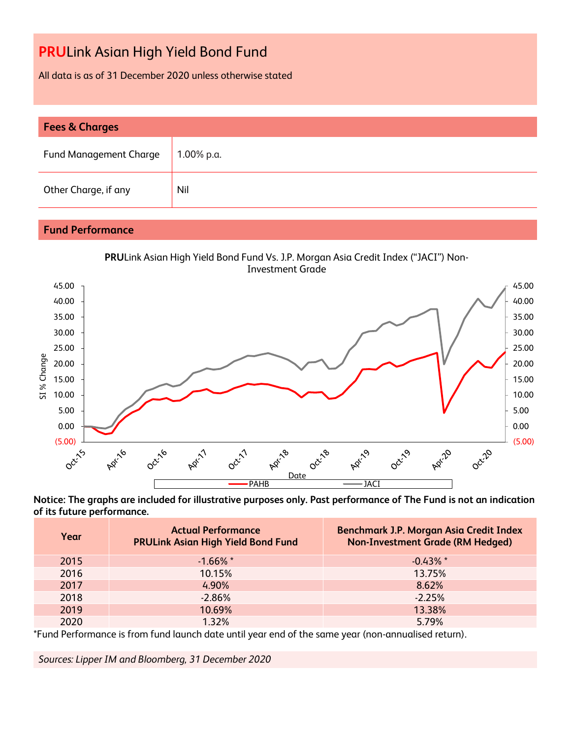# PRULink Asian High Yield Bond Fund

All data is as of 31 December 2020 unless otherwise stated

## Fees & Charges

| Fund Management Charge | 1.00% p.a. |
|---|---|
| Other Charge, if any | Nil |

## Fund Performance

**PRU**Link Asian High Yield Bond Fund Vs. J.P. Morgan Asia Credit Index ("JACI") Non-Investment Grade

**Notice: The graphs are included for illustrative purposes only. Past performance of The Fund is not an indication of its future performance.**

| Year | Actual Performance PRULink Asian High Yield Bond Fund | Benchmark J.P. Morgan Asia Credit Index Non-Investment Grade (RM Hedged) |
|---|---|---|
| 2015 | -1.66% * | -0.43% * |
| 2016 | 10.15% | 13.75% |
| 2017 | 4.90% | 8.62% |
| 2018 | -2.86% | -2.25% |
| 2019 | 10.69% | 13.38% |
| 2020 | 1.32% | 5.79% |

*Fund Performance is from fund launch date until year end of the same year (non-annualised return).

*Sources: Lipper IM and Bloomberg, 31 December 2020*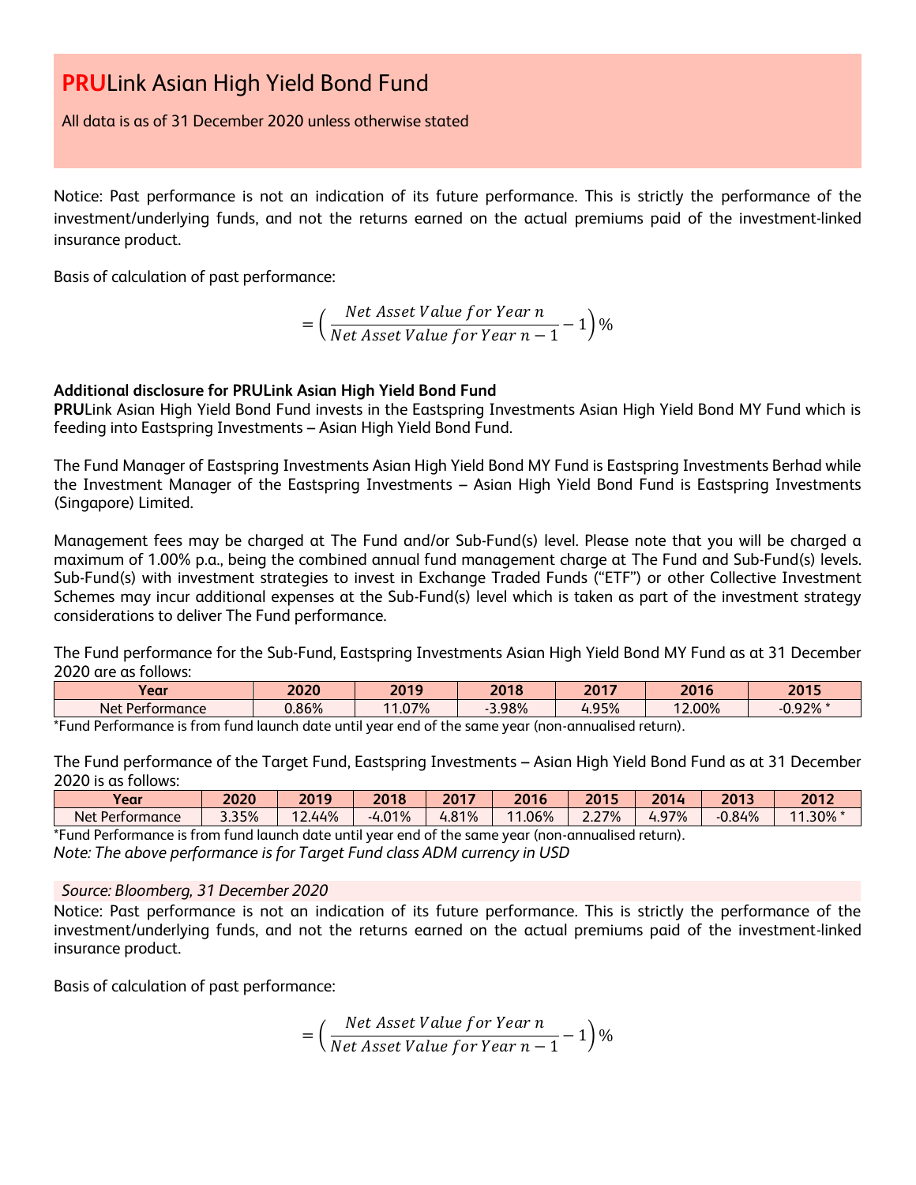# **PRU**Link Asian High Yield Bond Fund

All data is as of 31 December 2020 unless otherwise stated

Notice: Past performance is not an indication of its future performance. This is strictly the performance of the investment/underlying funds, and not the returns earned on the actual premiums paid of the investment-linked insurance product.

Basis of calculation of past performance:

$$= \left( \frac{Net\ Asset\ Value\ for\ Year\ n}{Net\ Asset\ Value\ for\ Year\ n-1} - 1 \right)\%$$

**Additional disclosure for PRULink Asian High Yield Bond Fund**

**PRU**Link Asian High Yield Bond Fund invests in the Eastspring Investments Asian High Yield Bond MY Fund which is feeding into Eastspring Investments – Asian High Yield Bond Fund.

The Fund Manager of Eastspring Investments Asian High Yield Bond MY Fund is Eastspring Investments Berhad while the Investment Manager of the Eastspring Investments – Asian High Yield Bond Fund is Eastspring Investments (Singapore) Limited.

Management fees may be charged at The Fund and/or Sub-Fund(s) level. Please note that you will be charged a maximum of 1.00% p.a., being the combined annual fund management charge at The Fund and Sub-Fund(s) levels. Sub-Fund(s) with investment strategies to invest in Exchange Traded Funds ("ETF") or other Collective Investment Schemes may incur additional expenses at the Sub-Fund(s) level which is taken as part of the investment strategy considerations to deliver The Fund performance.

The Fund performance for the Sub-Fund, Eastspring Investments Asian High Yield Bond MY Fund as at 31 December 2020 are as follows:

| Year | 2020 | 2019 | 2018 | 2017 | 2016 | 2015 |
|---|---|---|---|---|---|---|
| Net Performance | 0.86% | 11.07% | -3.98% | 4.95% | 12.00% | -0.92% * |

*Fund Performance is from fund launch date until year end of the same year (non-annualised return).

The Fund performance of the Target Fund, Eastspring Investments – Asian High Yield Bond Fund as at 31 December 2020 is as follows:

| Year | 2020 | 2019 | 2018 | 2017 | 2016 | 2015 | 2014 | 2013 | 2012 |
|---|---|---|---|---|---|---|---|---|---|
| Net Performance | 3.35% | 12.44% | -4.01% | 4.81% | 11.06% | 2.27% | 4.97% | -0.84% | 11.30% * |

*Fund Performance is from fund launch date until year end of the same year (non-annualised return).

*Note: The above performance is for Target Fund class ADM currency in USD*

*Source: Bloomberg, 31 December 2020*

Notice: Past performance is not an indication of its future performance. This is strictly the performance of the investment/underlying funds, and not the returns earned on the actual premiums paid of the investment-linked insurance product.

Basis of calculation of past performance:

$$= \left( \frac{Net\ Asset\ Value\ for\ Year\ n}{Net\ Asset\ Value\ for\ Year\ n-1} - 1 \right)\%$$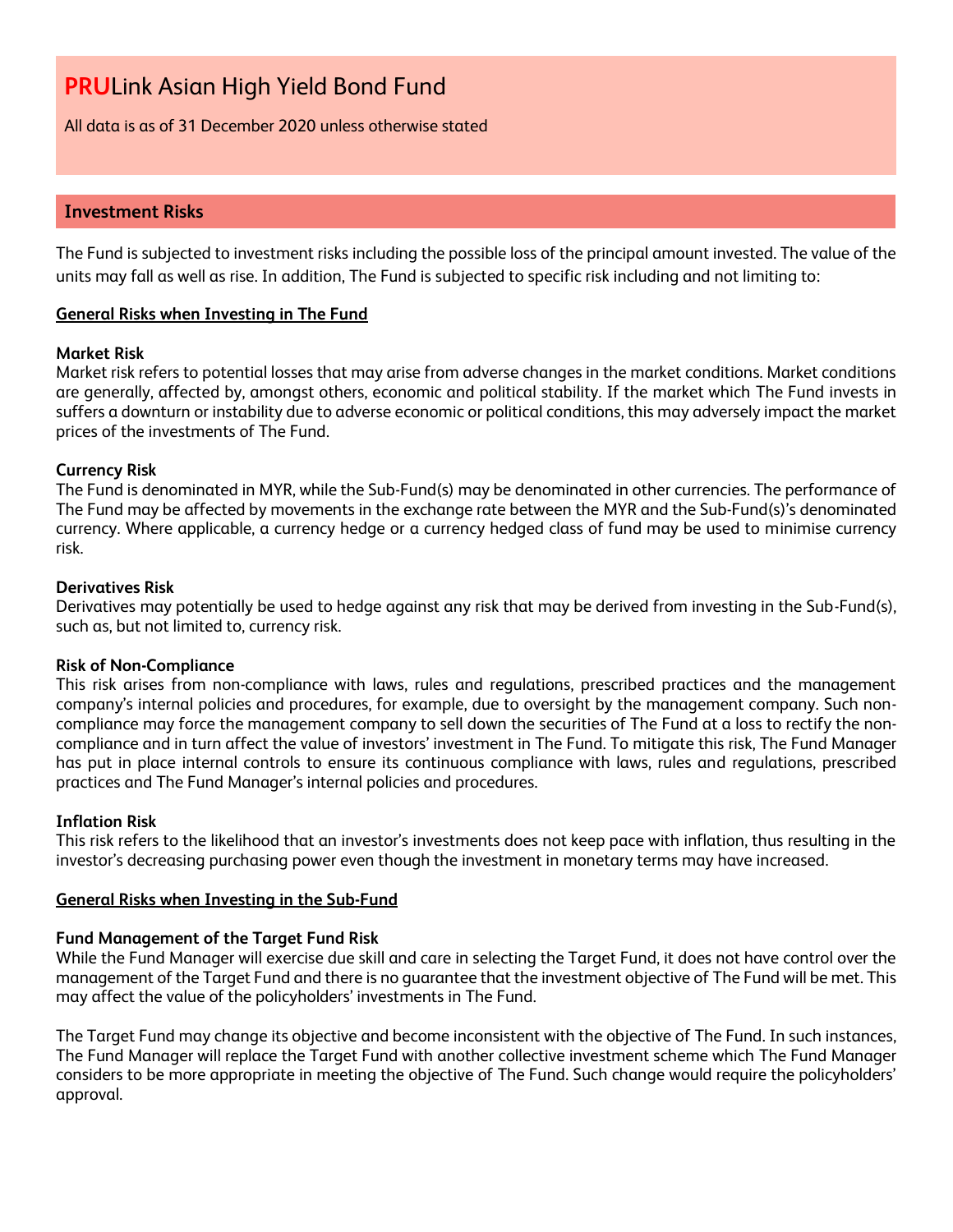# **PRU**Link Asian High Yield Bond Fund

All data is as of 31 December 2020 unless otherwise stated

## Investment Risks

The Fund is subjected to investment risks including the possible loss of the principal amount invested. The value of the units may fall as well as rise. In addition, The Fund is subjected to specific risk including and not limiting to:

### General Risks when Investing in The Fund

**Market Risk**
Market risk refers to potential losses that may arise from adverse changes in the market conditions. Market conditions are generally, affected by, amongst others, economic and political stability. If the market which The Fund invests in suffers a downturn or instability due to adverse economic or political conditions, this may adversely impact the market prices of the investments of The Fund.

**Currency Risk**
The Fund is denominated in MYR, while the Sub-Fund(s) may be denominated in other currencies. The performance of The Fund may be affected by movements in the exchange rate between the MYR and the Sub-Fund(s)'s denominated currency. Where applicable, a currency hedge or a currency hedged class of fund may be used to minimise currency risk.

**Derivatives Risk**
Derivatives may potentially be used to hedge against any risk that may be derived from investing in the Sub-Fund(s), such as, but not limited to, currency risk.

**Risk of Non-Compliance**
This risk arises from non-compliance with laws, rules and regulations, prescribed practices and the management company's internal policies and procedures, for example, due to oversight by the management company. Such non-compliance may force the management company to sell down the securities of The Fund at a loss to rectify the non-compliance and in turn affect the value of investors' investment in The Fund. To mitigate this risk, The Fund Manager has put in place internal controls to ensure its continuous compliance with laws, rules and regulations, prescribed practices and The Fund Manager's internal policies and procedures.

**Inflation Risk**
This risk refers to the likelihood that an investor's investments does not keep pace with inflation, thus resulting in the investor's decreasing purchasing power even though the investment in monetary terms may have increased.

### General Risks when Investing in the Sub-Fund

**Fund Management of the Target Fund Risk**
While the Fund Manager will exercise due skill and care in selecting the Target Fund, it does not have control over the management of the Target Fund and there is no guarantee that the investment objective of The Fund will be met. This may affect the value of the policyholders' investments in The Fund.

The Target Fund may change its objective and become inconsistent with the objective of The Fund. In such instances, The Fund Manager will replace the Target Fund with another collective investment scheme which The Fund Manager considers to be more appropriate in meeting the objective of The Fund. Such change would require the policyholders' approval.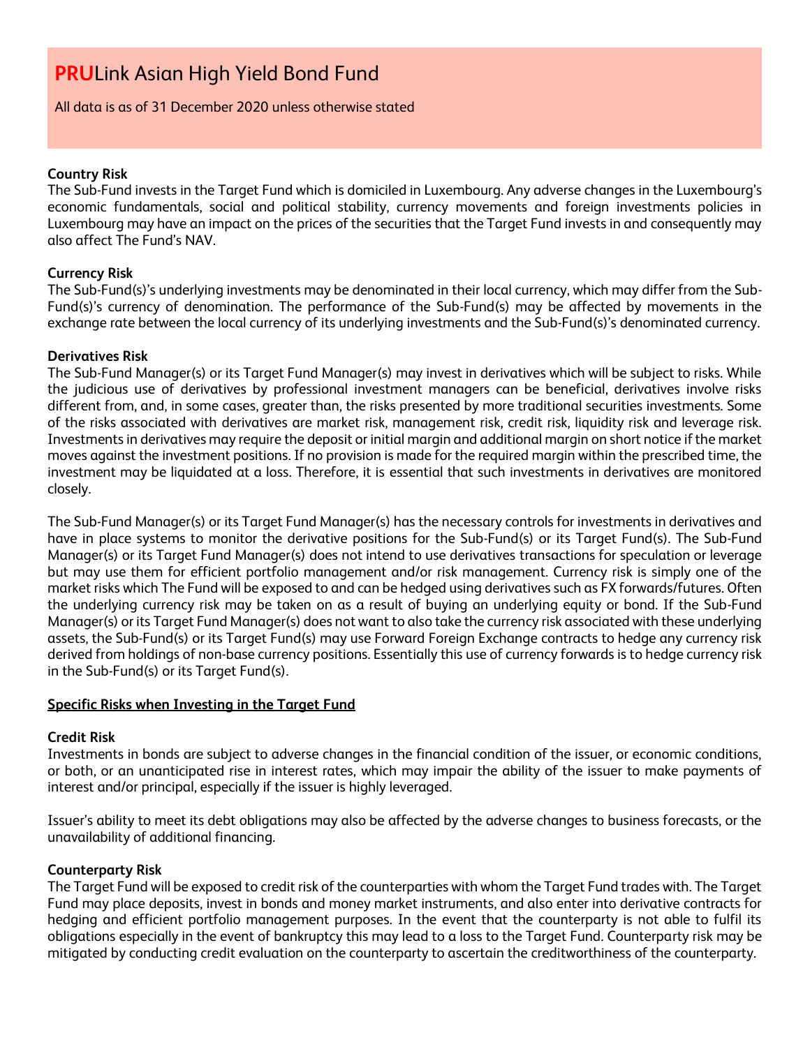# **PRU**Link Asian High Yield Bond Fund

All data is as of 31 December 2020 unless otherwise stated

**Country Risk**

The Sub-Fund invests in the Target Fund which is domiciled in Luxembourg. Any adverse changes in the Luxembourg's economic fundamentals, social and political stability, currency movements and foreign investments policies in Luxembourg may have an impact on the prices of the securities that the Target Fund invests in and consequently may also affect The Fund's NAV.

**Currency Risk**

The Sub-Fund(s)'s underlying investments may be denominated in their local currency, which may differ from the Sub-Fund(s)'s currency of denomination. The performance of the Sub-Fund(s) may be affected by movements in the exchange rate between the local currency of its underlying investments and the Sub-Fund(s)'s denominated currency.

**Derivatives Risk**

The Sub-Fund Manager(s) or its Target Fund Manager(s) may invest in derivatives which will be subject to risks. While the judicious use of derivatives by professional investment managers can be beneficial, derivatives involve risks different from, and, in some cases, greater than, the risks presented by more traditional securities investments. Some of the risks associated with derivatives are market risk, management risk, credit risk, liquidity risk and leverage risk. Investments in derivatives may require the deposit or initial margin and additional margin on short notice if the market moves against the investment positions. If no provision is made for the required margin within the prescribed time, the investment may be liquidated at a loss. Therefore, it is essential that such investments in derivatives are monitored closely.

The Sub-Fund Manager(s) or its Target Fund Manager(s) has the necessary controls for investments in derivatives and have in place systems to monitor the derivative positions for the Sub-Fund(s) or its Target Fund(s). The Sub-Fund Manager(s) or its Target Fund Manager(s) does not intend to use derivatives transactions for speculation or leverage but may use them for efficient portfolio management and/or risk management. Currency risk is simply one of the market risks which The Fund will be exposed to and can be hedged using derivatives such as FX forwards/futures. Often the underlying currency risk may be taken on as a result of buying an underlying equity or bond. If the Sub-Fund Manager(s) or its Target Fund Manager(s) does not want to also take the currency risk associated with these underlying assets, the Sub-Fund(s) or its Target Fund(s) may use Forward Foreign Exchange contracts to hedge any currency risk derived from holdings of non-base currency positions. Essentially this use of currency forwards is to hedge currency risk in the Sub-Fund(s) or its Target Fund(s).

**Specific Risks when Investing in the Target Fund**

**Credit Risk**

Investments in bonds are subject to adverse changes in the financial condition of the issuer, or economic conditions, or both, or an unanticipated rise in interest rates, which may impair the ability of the issuer to make payments of interest and/or principal, especially if the issuer is highly leveraged.

Issuer's ability to meet its debt obligations may also be affected by the adverse changes to business forecasts, or the unavailability of additional financing.

**Counterparty Risk**

The Target Fund will be exposed to credit risk of the counterparties with whom the Target Fund trades with. The Target Fund may place deposits, invest in bonds and money market instruments, and also enter into derivative contracts for hedging and efficient portfolio management purposes. In the event that the counterparty is not able to fulfil its obligations especially in the event of bankruptcy this may lead to a loss to the Target Fund. Counterparty risk may be mitigated by conducting credit evaluation on the counterparty to ascertain the creditworthiness of the counterparty.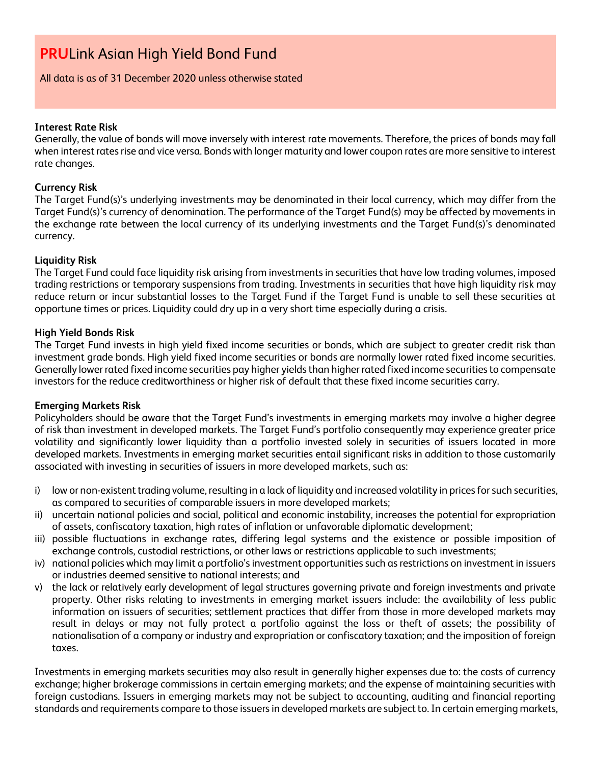# PRULink Asian High Yield Bond Fund

All data is as of 31 December 2020 unless otherwise stated

**Interest Rate Risk**

Generally, the value of bonds will move inversely with interest rate movements. Therefore, the prices of bonds may fall when interest rates rise and vice versa. Bonds with longer maturity and lower coupon rates are more sensitive to interest rate changes.

**Currency Risk**

The Target Fund(s)'s underlying investments may be denominated in their local currency, which may differ from the Target Fund(s)'s currency of denomination. The performance of the Target Fund(s) may be affected by movements in the exchange rate between the local currency of its underlying investments and the Target Fund(s)'s denominated currency.

**Liquidity Risk**

The Target Fund could face liquidity risk arising from investments in securities that have low trading volumes, imposed trading restrictions or temporary suspensions from trading. Investments in securities that have high liquidity risk may reduce return or incur substantial losses to the Target Fund if the Target Fund is unable to sell these securities at opportune times or prices. Liquidity could dry up in a very short time especially during a crisis.

**High Yield Bonds Risk**

The Target Fund invests in high yield fixed income securities or bonds, which are subject to greater credit risk than investment grade bonds. High yield fixed income securities or bonds are normally lower rated fixed income securities. Generally lower rated fixed income securities pay higher yields than higher rated fixed income securities to compensate investors for the reduce creditworthiness or higher risk of default that these fixed income securities carry.

**Emerging Markets Risk**

Policyholders should be aware that the Target Fund's investments in emerging markets may involve a higher degree of risk than investment in developed markets. The Target Fund's portfolio consequently may experience greater price volatility and significantly lower liquidity than a portfolio invested solely in securities of issuers located in more developed markets. Investments in emerging market securities entail significant risks in addition to those customarily associated with investing in securities of issuers in more developed markets, such as:

i) low or non-existent trading volume, resulting in a lack of liquidity and increased volatility in prices for such securities, as compared to securities of comparable issuers in more developed markets;
ii) uncertain national policies and social, political and economic instability, increases the potential for expropriation of assets, confiscatory taxation, high rates of inflation or unfavorable diplomatic development;
iii) possible fluctuations in exchange rates, differing legal systems and the existence or possible imposition of exchange controls, custodial restrictions, or other laws or restrictions applicable to such investments;
iv) national policies which may limit a portfolio's investment opportunities such as restrictions on investment in issuers or industries deemed sensitive to national interests; and
v) the lack or relatively early development of legal structures governing private and foreign investments and private property. Other risks relating to investments in emerging market issuers include: the availability of less public information on issuers of securities; settlement practices that differ from those in more developed markets may result in delays or may not fully protect a portfolio against the loss or theft of assets; the possibility of nationalisation of a company or industry and expropriation or confiscatory taxation; and the imposition of foreign taxes.

Investments in emerging markets securities may also result in generally higher expenses due to: the costs of currency exchange; higher brokerage commissions in certain emerging markets; and the expense of maintaining securities with foreign custodians. Issuers in emerging markets may not be subject to accounting, auditing and financial reporting standards and requirements compare to those issuers in developed markets are subject to. In certain emerging markets,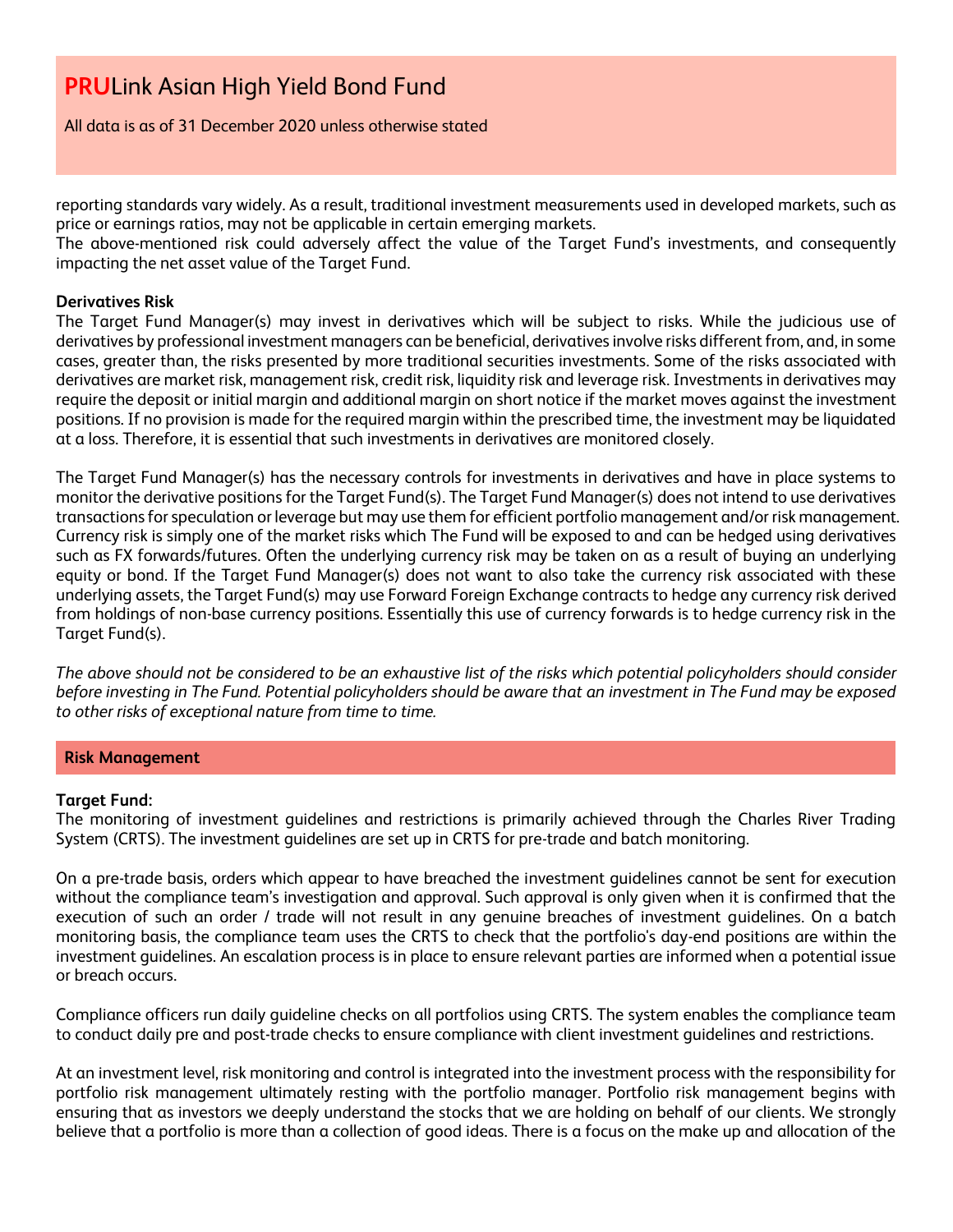reporting standards vary widely. As a result, traditional investment measurements used in developed markets, such as price or earnings ratios, may not be applicable in certain emerging markets.
The above-mentioned risk could adversely affect the value of the Target Fund's investments, and consequently impacting the net asset value of the Target Fund.

**Derivatives Risk**
The Target Fund Manager(s) may invest in derivatives which will be subject to risks. While the judicious use of derivatives by professional investment managers can be beneficial, derivatives involve risks different from, and, in some cases, greater than, the risks presented by more traditional securities investments. Some of the risks associated with derivatives are market risk, management risk, credit risk, liquidity risk and leverage risk. Investments in derivatives may require the deposit or initial margin and additional margin on short notice if the market moves against the investment positions. If no provision is made for the required margin within the prescribed time, the investment may be liquidated at a loss. Therefore, it is essential that such investments in derivatives are monitored closely.

The Target Fund Manager(s) has the necessary controls for investments in derivatives and have in place systems to monitor the derivative positions for the Target Fund(s). The Target Fund Manager(s) does not intend to use derivatives transactions for speculation or leverage but may use them for efficient portfolio management and/or risk management. Currency risk is simply one of the market risks which The Fund will be exposed to and can be hedged using derivatives such as FX forwards/futures. Often the underlying currency risk may be taken on as a result of buying an underlying equity or bond. If the Target Fund Manager(s) does not want to also take the currency risk associated with these underlying assets, the Target Fund(s) may use Forward Foreign Exchange contracts to hedge any currency risk derived from holdings of non-base currency positions. Essentially this use of currency forwards is to hedge currency risk in the Target Fund(s).

*The above should not be considered to be an exhaustive list of the risks which potential policyholders should consider before investing in The Fund. Potential policyholders should be aware that an investment in The Fund may be exposed to other risks of exceptional nature from time to time.*

## Risk Management

**Target Fund:**
The monitoring of investment guidelines and restrictions is primarily achieved through the Charles River Trading System (CRTS). The investment guidelines are set up in CRTS for pre-trade and batch monitoring.

On a pre-trade basis, orders which appear to have breached the investment guidelines cannot be sent for execution without the compliance team's investigation and approval. Such approval is only given when it is confirmed that the execution of such an order / trade will not result in any genuine breaches of investment guidelines. On a batch monitoring basis, the compliance team uses the CRTS to check that the portfolio's day-end positions are within the investment guidelines. An escalation process is in place to ensure relevant parties are informed when a potential issue or breach occurs.

Compliance officers run daily guideline checks on all portfolios using CRTS. The system enables the compliance team to conduct daily pre and post-trade checks to ensure compliance with client investment guidelines and restrictions.

At an investment level, risk monitoring and control is integrated into the investment process with the responsibility for portfolio risk management ultimately resting with the portfolio manager. Portfolio risk management begins with ensuring that as investors we deeply understand the stocks that we are holding on behalf of our clients. We strongly believe that a portfolio is more than a collection of good ideas. There is a focus on the make up and allocation of the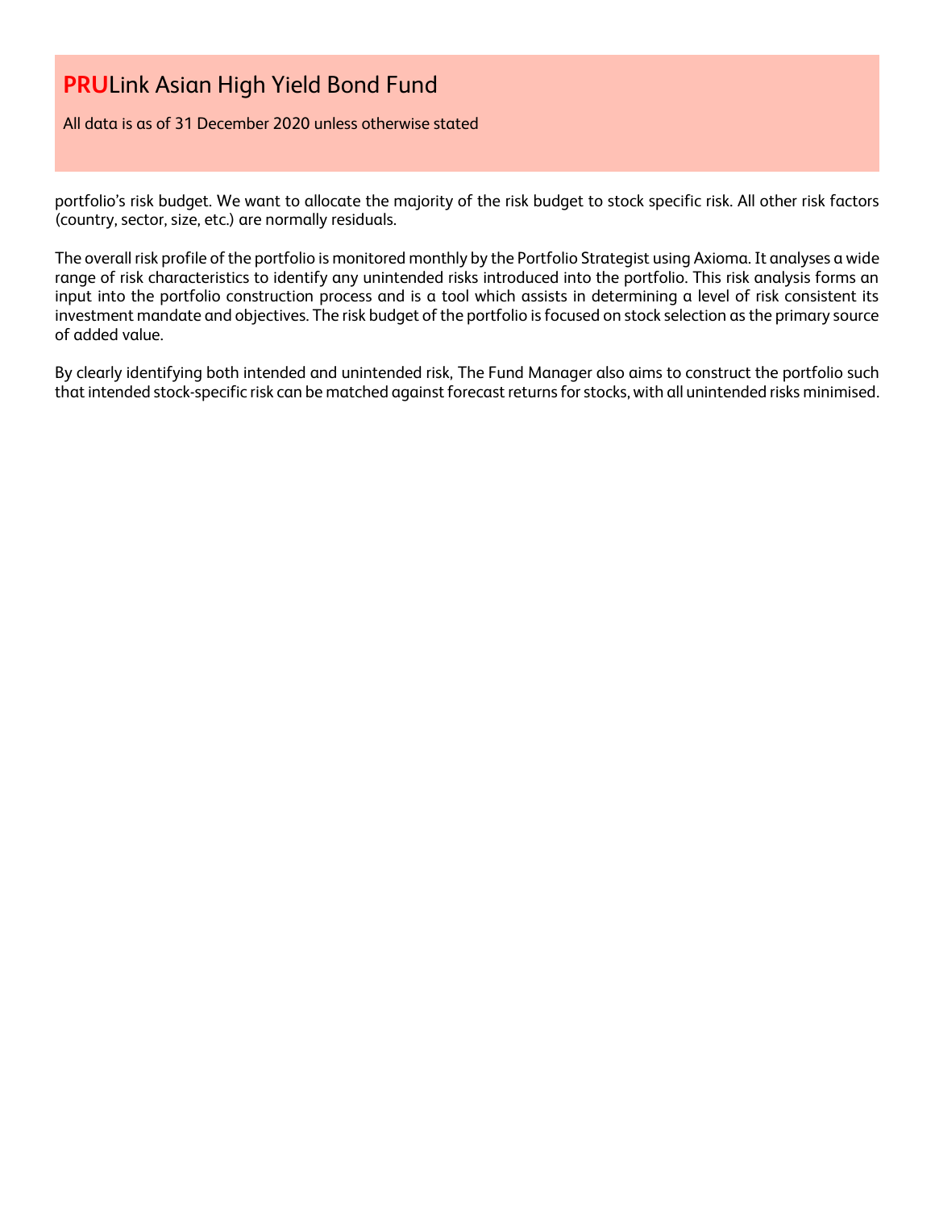portfolio's risk budget. We want to allocate the majority of the risk budget to stock specific risk. All other risk factors (country, sector, size, etc.) are normally residuals.

The overall risk profile of the portfolio is monitored monthly by the Portfolio Strategist using Axioma. It analyses a wide range of risk characteristics to identify any unintended risks introduced into the portfolio. This risk analysis forms an input into the portfolio construction process and is a tool which assists in determining a level of risk consistent its investment mandate and objectives. The risk budget of the portfolio is focused on stock selection as the primary source of added value.

By clearly identifying both intended and unintended risk, The Fund Manager also aims to construct the portfolio such that intended stock-specific risk can be matched against forecast returns for stocks, with all unintended risks minimised.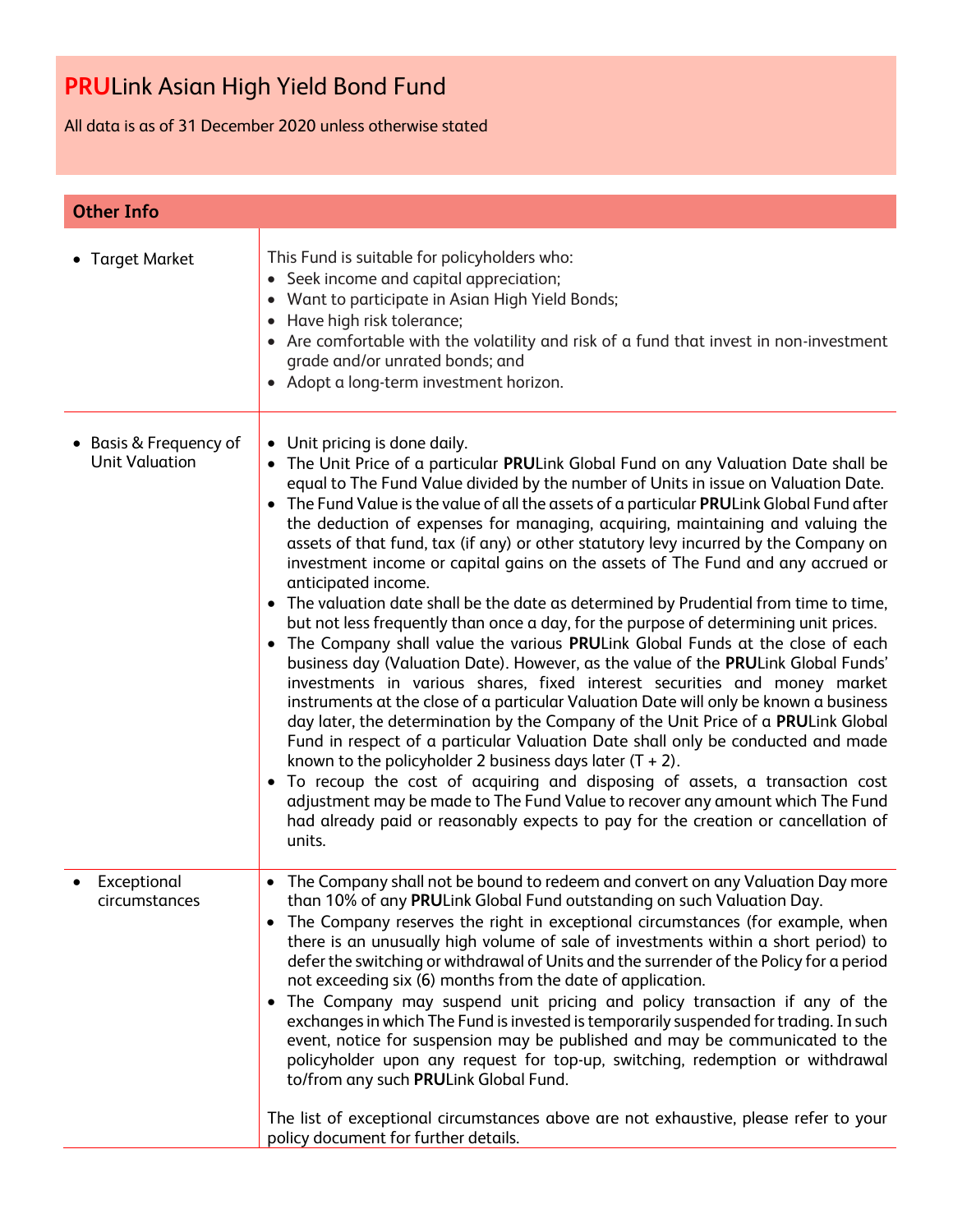# **PRU**Link Asian High Yield Bond Fund

All data is as of 31 December 2020 unless otherwise stated

## Other Info

| | |
|---|---|
| • Target Market | This Fund is suitable for policyholders who:<br>• Seek income and capital appreciation;<br>• Want to participate in Asian High Yield Bonds;<br>• Have high risk tolerance;<br>• Are comfortable with the volatility and risk of a fund that invest in non-investment grade and/or unrated bonds; and<br>• Adopt a long-term investment horizon. |
| • Basis & Frequency of Unit Valuation | • Unit pricing is done daily.<br>• The Unit Price of a particular **PRU**Link Global Fund on any Valuation Date shall be equal to The Fund Value divided by the number of Units in issue on Valuation Date.<br>• The Fund Value is the value of all the assets of a particular **PRU**Link Global Fund after the deduction of expenses for managing, acquiring, maintaining and valuing the assets of that fund, tax (if any) or other statutory levy incurred by the Company on investment income or capital gains on the assets of The Fund and any accrued or anticipated income.<br>• The valuation date shall be the date as determined by Prudential from time to time, but not less frequently than once a day, for the purpose of determining unit prices.<br>• The Company shall value the various **PRU**Link Global Funds at the close of each business day (Valuation Date). However, as the value of the **PRU**Link Global Funds' investments in various shares, fixed interest securities and money market instruments at the close of a particular Valuation Date will only be known a business day later, the determination by the Company of the Unit Price of a **PRU**Link Global Fund in respect of a particular Valuation Date shall only be conducted and made known to the policyholder 2 business days later (T + 2).<br>• To recoup the cost of acquiring and disposing of assets, a transaction cost adjustment may be made to The Fund Value to recover any amount which The Fund had already paid or reasonably expects to pay for the creation or cancellation of units. |
| • Exceptional circumstances | • The Company shall not be bound to redeem and convert on any Valuation Day more than 10% of any **PRU**Link Global Fund outstanding on such Valuation Day.<br>• The Company reserves the right in exceptional circumstances (for example, when there is an unusually high volume of sale of investments within a short period) to defer the switching or withdrawal of Units and the surrender of the Policy for a period not exceeding six (6) months from the date of application.<br>• The Company may suspend unit pricing and policy transaction if any of the exchanges in which The Fund is invested is temporarily suspended for trading. In such event, notice for suspension may be published and may be communicated to the policyholder upon any request for top-up, switching, redemption or withdrawal to/from any such **PRU**Link Global Fund.<br><br>The list of exceptional circumstances above are not exhaustive, please refer to your policy document for further details. |